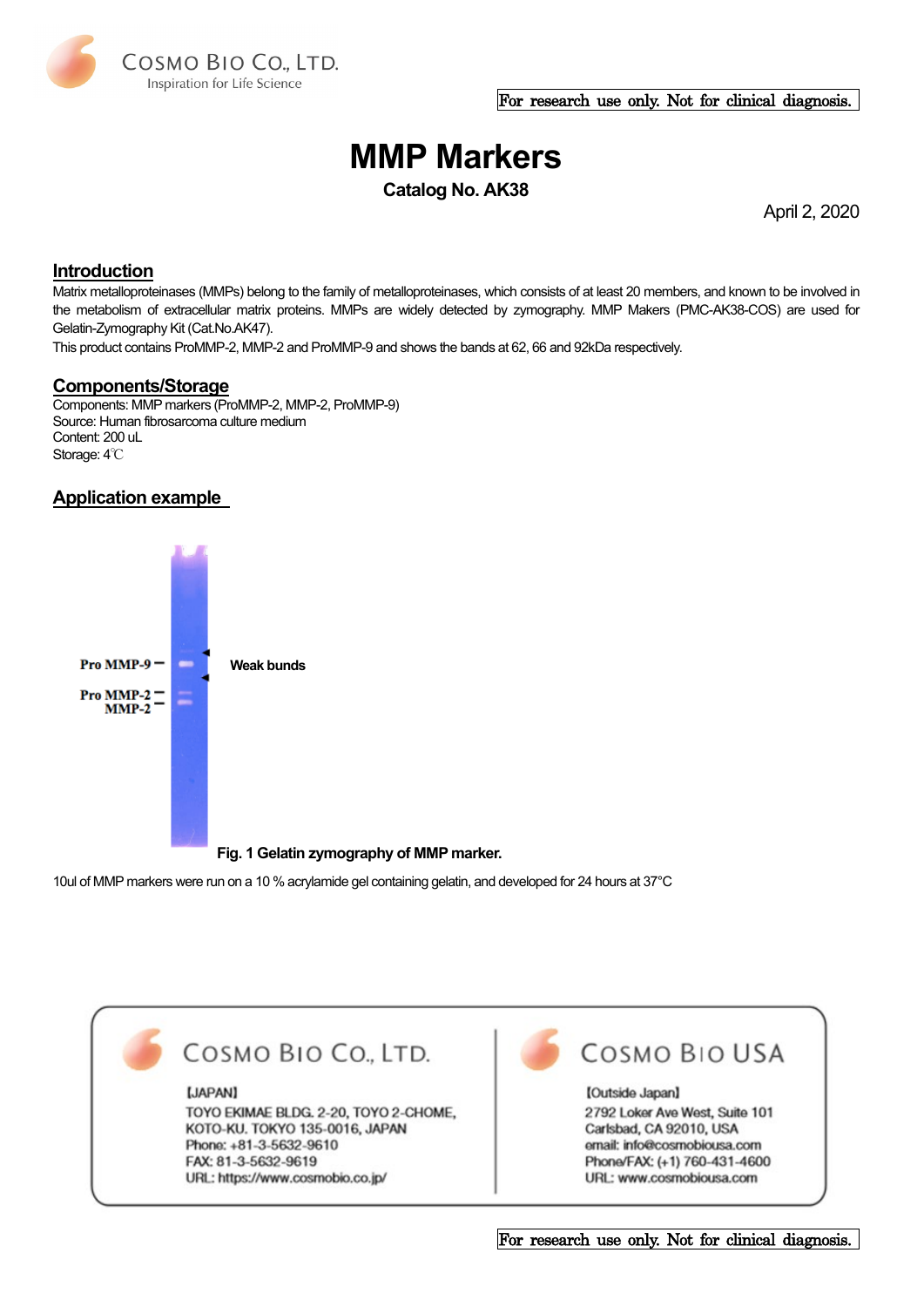For research use only. Not for clinical diagnosis.

# MMP Markers

**Catalog No. AK38**

April 2, 2020

## Introduction

Matrix metalloproteinases (MMPs) belong to the family of metalloproteinases, which consists of at least 20 members, and known to be involved in the metabolism of extracellular matrix proteins. MMPs are widely detected by zymography. MMP Makers (PMC-AK38-COS) are used for Gelatin-Zymography Kit (Cat.No.AK47).

This product contains ProMMP-2, MMP-2 and ProMMP-9 and shows the bands at 62, 66 and 92kDa respectively.

## Components/Storage

Components: MMP markers (ProMMP-2, MMP-2, ProMMP-9)
Source: Human fibrosarcoma culture medium
Content: 200 uL
Storage: 4℃

## Application example

Pro MMP-9 —
Pro MMP-2 —
MMP-2 —
Weak bunds

**Fig. 1 Gelatin zymography of MMP marker.**

10ul of MMP markers were run on a 10 % acrylamide gel containing gelatin, and developed for 24 hours at 37°C

---

**COSMO BIO CO., LTD.**

【JAPAN】
TOYO EKIMAE BLDG. 2-20, TOYO 2-CHOME,
KOTO-KU, TOKYO 135-0016, JAPAN
Phone: +81-3-5632-9610
FAX: 81-3-5632-9619
URL: https://www.cosmobio.co.jp/

**COSMO BIO USA**

【Outside Japan】
2792 Loker Ave West, Suite 101
Carlsbad, CA 92010, USA
email: info@cosmobiousa.com
Phone/FAX: (+1) 760-431-4600
URL: www.cosmobiousa.com

For research use only. Not for clinical diagnosis.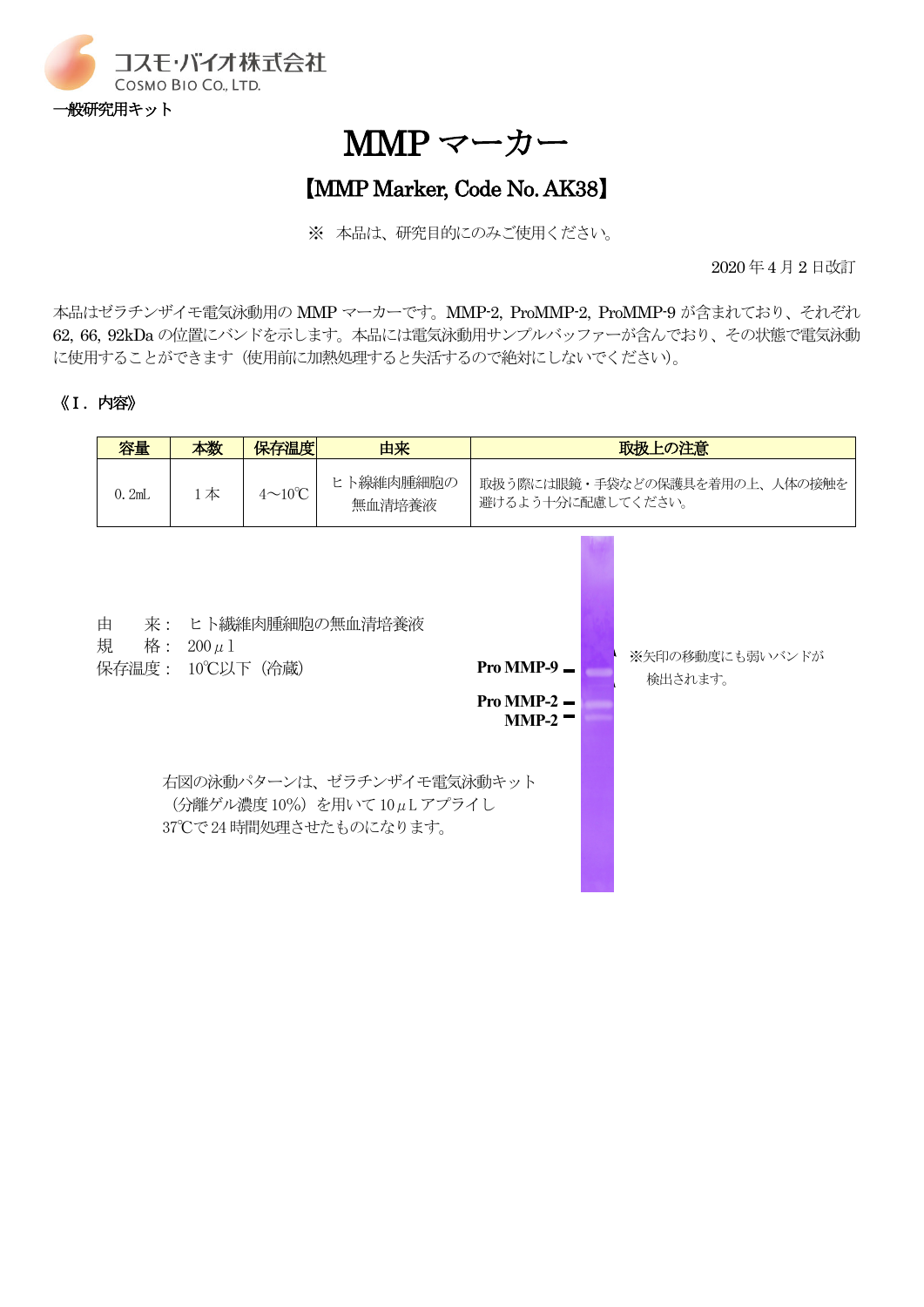一般研究用キット

# MMP マーカー

## 【MMP Marker, Code No. AK38】

※ 本品は、研究目的にのみご使用ください。

2020 年 4 月 2 日改訂

本品はゼラチンザイモ電気泳動用の MMP マーカーです。MMP-2, ProMMP-2, ProMMP-9 が含まれており、それぞれ 62, 66, 92kDa の位置にバンドを示します。本品には電気泳動用サンプルバッファーが含んでおり、その状態で電気泳動に使用することができます（使用前に加熱処理すると失活するので絶対にしないでください）。

### 《I．内容》

| 容量 | 本数 | 保存温度 | 由来 | 取扱上の注意 |
|---|---|---|---|---|
| 0. 2mL | 1 本 | 4～10℃ | ヒト線維肉腫細胞の無血清培養液 | 取扱う際には眼鏡・手袋などの保護具を着用の上、人体の接触を避けるよう十分に配慮してください。 |

由　　来：ヒト繊維肉腫細胞の無血清培養液  
規　　格：200 μl  
保存温度：10℃以下（冷蔵）

Pro MMP-9  
Pro MMP-2  
MMP-2

※矢印の移動度にも弱いバンドが検出されます。

右図の泳動パターンは、ゼラチンザイモ電気泳動キット（分離ゲル濃度 10%）を用いて 10 μL アプライし 37℃で 24 時間処理させたものになります。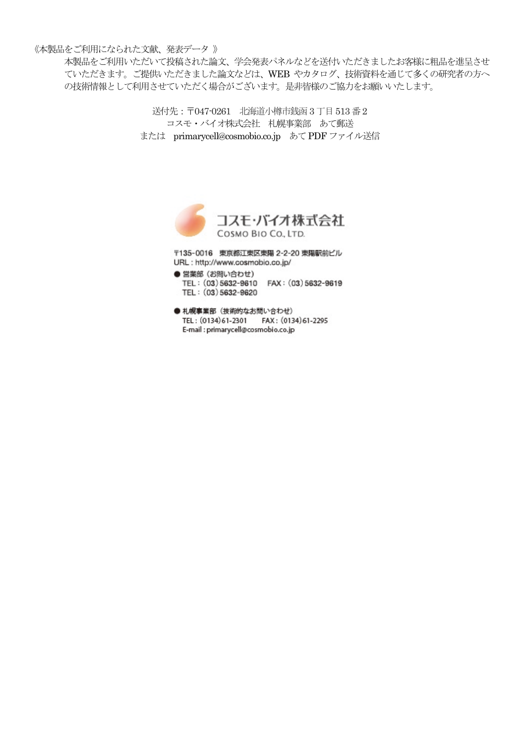《本製品をご利用になられた文献、発表データ 》

本製品をご利用いただいて投稿された論文、学会発表パネルなどを送付いただきましたお客様に粗品を進呈させていただきます。ご提供いただきました論文などは、WEB やカタログ、技術資料を通じて多くの研究者の方への技術情報として利用させていただく場合がございます。是非皆様のご協力をお願いいたします。

送付先：〒047-0261　北海道小樽市銭函 3 丁目 513 番 2

コスモ・バイオ株式会社　札幌事業部　あて郵送

または　primarycell@cosmobio.co.jp　あて PDF ファイル送信

コスモ・バイオ株式会社

COSMO BIO CO., LTD.

〒135-0016　東京都江東区東陽 2-2-20 東陽駅前ビル

URL : http://www.cosmobio.co.jp/

● 営業部（お問い合わせ）

TEL : (03) 5632-9610　FAX : (03) 5632-9619

TEL : (03) 5632-9620

● 札幌事業部（技術的なお問い合わせ）

TEL : (0134) 61-2301　FAX : (0134) 61-2295

E-mail : primarycell@cosmobio.co.jp